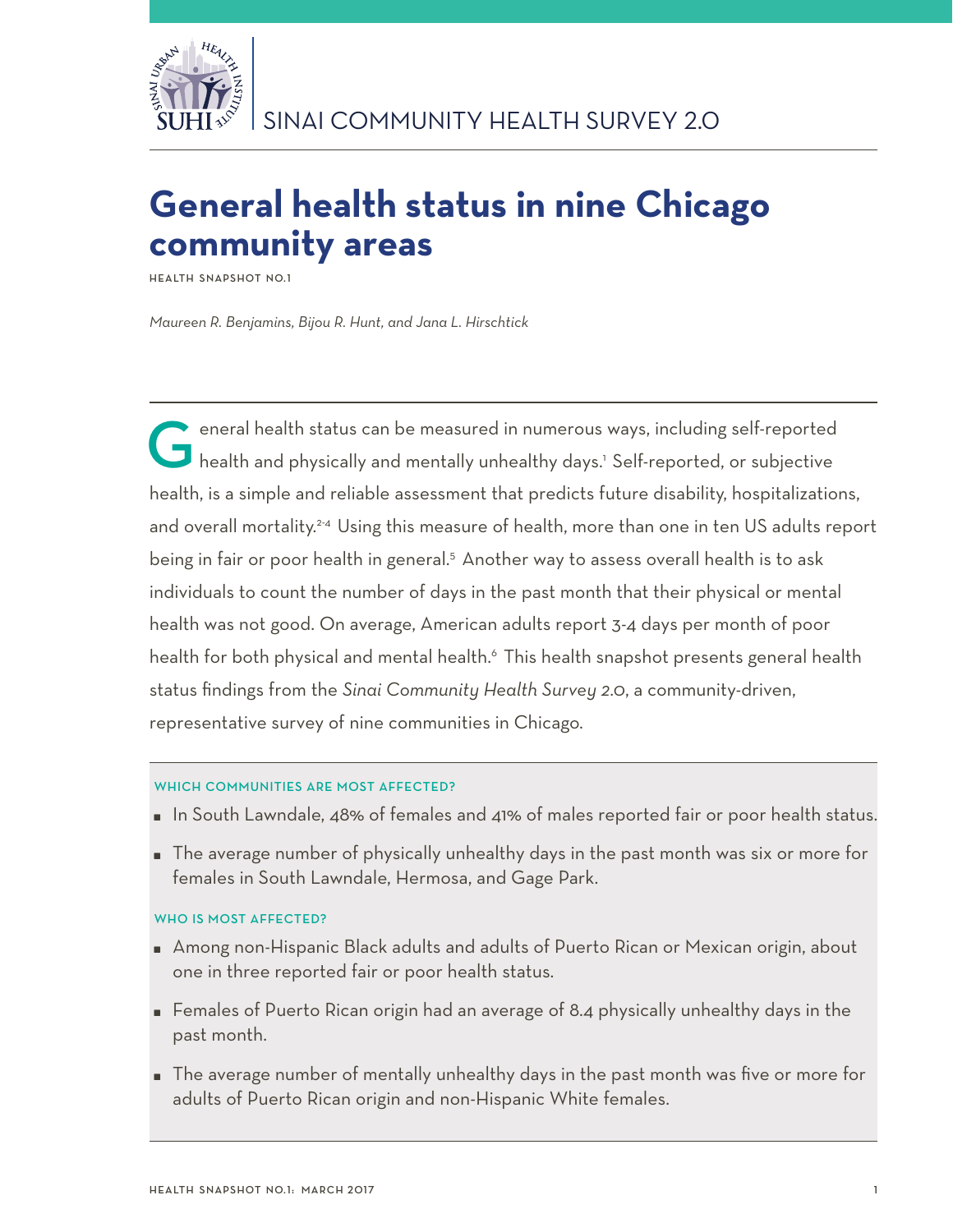SINAI COMMUNITY HEALTH SURVEY 2.0

# General health status in nine Chicago community areas

HEALTH SNAPSHOT NO.1

*Maureen R. Benjamins, Bijou R. Hunt, and Jana L. Hirschtick*

General health status can be measured in numerous ways, including self-reported health and physically and mentally unhealthy days.[1] Self-reported, or subjective health, is a simple and reliable assessment that predicts future disability, hospitalizations, and overall mortality.[2-4] Using this measure of health, more than one in ten US adults report being in fair or poor health in general.[5] Another way to assess overall health is to ask individuals to count the number of days in the past month that their physical or mental health was not good. On average, American adults report 3-4 days per month of poor health for both physical and mental health.[6] This health snapshot presents general health status findings from the *Sinai Community Health Survey 2.0*, a community-driven, representative survey of nine communities in Chicago.

#### WHICH COMMUNITIES ARE MOST AFFECTED?

- In South Lawndale, 48% of females and 41% of males reported fair or poor health status.
- The average number of physically unhealthy days in the past month was six or more for females in South Lawndale, Hermosa, and Gage Park.

#### WHO IS MOST AFFECTED?

- Among non-Hispanic Black adults and adults of Puerto Rican or Mexican origin, about one in three reported fair or poor health status.
- Females of Puerto Rican origin had an average of 8.4 physically unhealthy days in the past month.
- The average number of mentally unhealthy days in the past month was five or more for adults of Puerto Rican origin and non-Hispanic White females.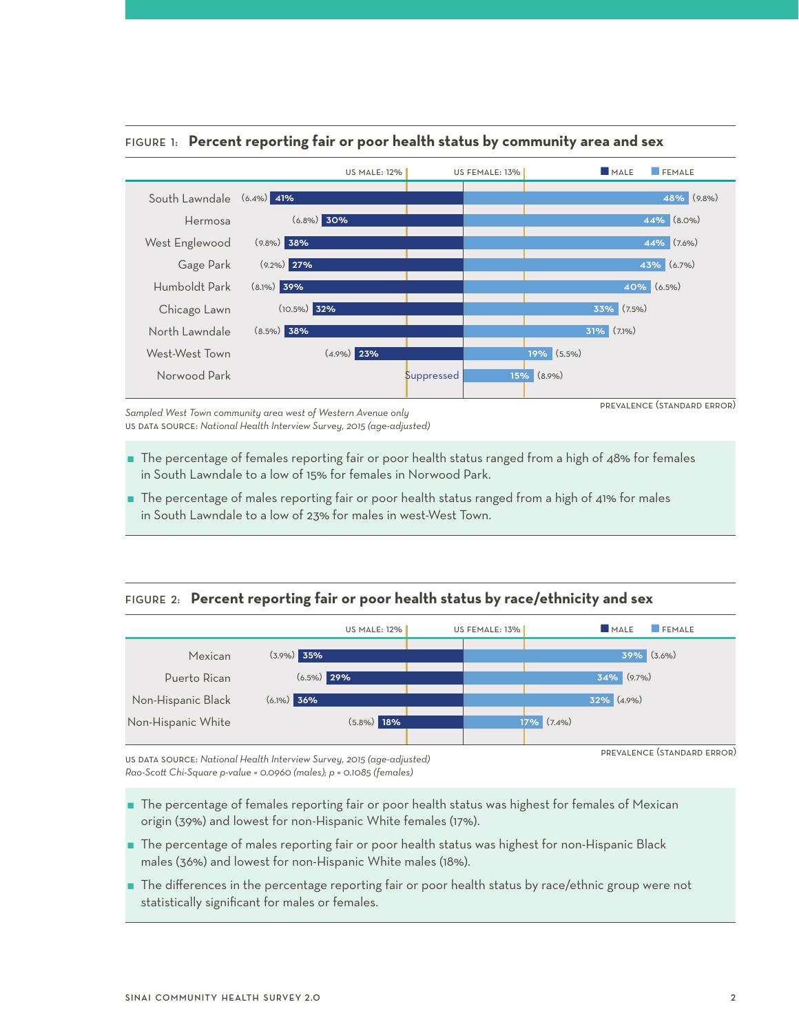FIGURE 1: **Percent reporting fair or poor health status by community area and sex**

US MALE: 12%
US FEMALE: 13%
MALE
FEMALE

South Lawndale (6.4%) 41% 48% (9.8%)
Hermosa (6.8%) 30% 44% (8.0%)
West Englewood (9.8%) 38% 44% (7.6%)
Gage Park (9.2%) 27% 43% (6.7%)
Humboldt Park (8.1%) 39% 40% (6.5%)
Chicago Lawn (10.5%) 32% 33% (7.5%)
North Lawndale (8.5%) 38% 31% (7.1%)
West-West Town (4.9%) 23% 19% (5.5%)
Norwood Park Suppressed 15% (8.9%)

PREVALENCE (STANDARD ERROR)

*Sampled West Town community area west of Western Avenue only*
US DATA SOURCE: *National Health Interview Survey, 2015 (age-adjusted)*

- The percentage of females reporting fair or poor health status ranged from a high of 48% for females in South Lawndale to a low of 15% for females in Norwood Park.
- The percentage of males reporting fair or poor health status ranged from a high of 41% for males in South Lawndale to a low of 23% for males in west-West Town.

FIGURE 2: **Percent reporting fair or poor health status by race/ethnicity and sex**

US MALE: 12%
US FEMALE: 13%
MALE
FEMALE

Mexican (3.9%) 35% 39% (3.6%)
Puerto Rican (6.5%) 29% 34% (9.7%)
Non-Hispanic Black (6.1%) 36% 32% (4.9%)
Non-Hispanic White (5.8%) 18% 17% (7.4%)

PREVALENCE (STANDARD ERROR)

US DATA SOURCE: *National Health Interview Survey, 2015 (age-adjusted)*
*Rao-Scott Chi-Square p-value = 0.0960 (males); p = 0.1085 (females)*

- The percentage of females reporting fair or poor health status was highest for females of Mexican origin (39%) and lowest for non-Hispanic White females (17%).
- The percentage of males reporting fair or poor health status was highest for non-Hispanic Black males (36%) and lowest for non-Hispanic White males (18%).
- The differences in the percentage reporting fair or poor health status by race/ethnic group were not statistically significant for males or females.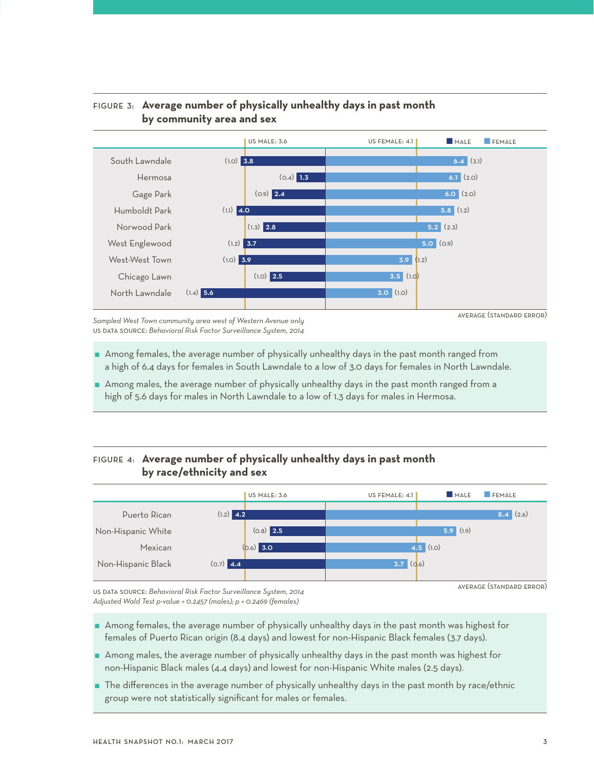FIGURE 3: **Average number of physically unhealthy days in past month by community area and sex**

US MALE: 3.6
US FEMALE: 4.1
MALE
FEMALE

South Lawndale (1.0) 3.8 6.4 (3.1)
Hermosa (0.4) 1.3 6.1 (2.0)
Gage Park (0.9) 2.4 6.0 (2.0)
Humboldt Park (1.1) 4.0 5.8 (1.2)
Norwood Park (1.3) 2.8 5.2 (2.3)
West Englewood (1.2) 3.7 5.0 (0.9)
West-West Town (1.0) 3.9 3.9 (1.2)
Chicago Lawn (1.0) 2.5 3.5 (1.0)
North Lawndale (1.4) 5.6 3.0 (1.0)

AVERAGE (STANDARD ERROR)

*Sampled West Town community area west of Western Avenue only*
US DATA SOURCE: *Behavioral Risk Factor Surveillance System, 2014*

- Among females, the average number of physically unhealthy days in the past month ranged from a high of 6.4 days for females in South Lawndale to a low of 3.0 days for females in North Lawndale.
- Among males, the average number of physically unhealthy days in the past month ranged from a high of 5.6 days for males in North Lawndale to a low of 1.3 days for males in Hermosa.

FIGURE 4: **Average number of physically unhealthy days in past month by race/ethnicity and sex**

US MALE: 3.6
US FEMALE: 4.1
MALE
FEMALE

Puerto Rican (1.2) 4.2 8.4 (2.6)
Non-Hispanic White (0.8) 2.5 5.9 (1.9)
Mexican (0.6) 3.0 4.5 (1.0)
Non-Hispanic Black (0.7) 4.4 3.7 (0.6)

AVERAGE (STANDARD ERROR)

US DATA SOURCE: *Behavioral Risk Factor Surveillance System, 2014*
*Adjusted Wald Test p-value = 0.2457 (males); p = 0.2469 (females)*

- Among females, the average number of physically unhealthy days in the past month was highest for females of Puerto Rican origin (8.4 days) and lowest for non-Hispanic Black females (3.7 days).
- Among males, the average number of physically unhealthy days in the past month was highest for non-Hispanic Black males (4.4 days) and lowest for non-Hispanic White males (2.5 days).
- The differences in the average number of physically unhealthy days in the past month by race/ethnic group were not statistically significant for males or females.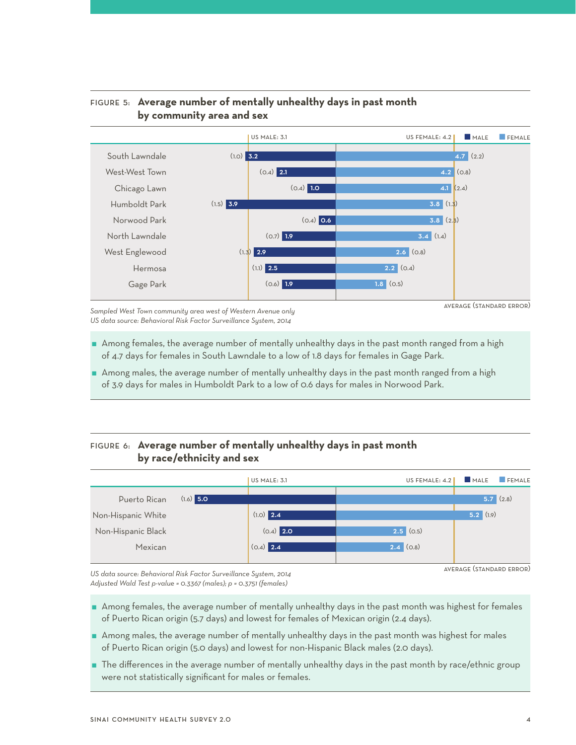FIGURE 5: **Average number of mentally unhealthy days in past month by community area and sex**

US MALE: 3.1 | US FEMALE: 4.2

| Community area | Male | Female |
|---|---|---|
| South Lawndale | (1.0) 3.2 | 4.7 (2.2) |
| West-West Town | (0.4) 2.1 | 4.2 (0.8) |
| Chicago Lawn | (0.4) 1.0 | 4.1 (2.4) |
| Humboldt Park | (1.5) 3.9 | 3.8 (1.3) |
| Norwood Park | (0.4) 0.6 | 3.8 (2.3) |
| North Lawndale | (0.7) 1.9 | 3.4 (1.4) |
| West Englewood | (1.3) 2.9 | 2.6 (0.8) |
| Hermosa | (1.1) 2.5 | 2.2 (0.4) |
| Gage Park | (0.6) 1.9 | 1.8 (0.5) |

AVERAGE (STANDARD ERROR)

*Sampled West Town community area west of Western Avenue only*
*US data source: Behavioral Risk Factor Surveillance System, 2014*

- Among females, the average number of mentally unhealthy days in the past month ranged from a high of 4.7 days for females in South Lawndale to a low of 1.8 days for females in Gage Park.
- Among males, the average number of mentally unhealthy days in the past month ranged from a high of 3.9 days for males in Humboldt Park to a low of 0.6 days for males in Norwood Park.

FIGURE 6: **Average number of mentally unhealthy days in past month by race/ethnicity and sex**

US MALE: 3.1 | US FEMALE: 4.2

| Race/ethnicity | Male | Female |
|---|---|---|
| Puerto Rican | (1.6) 5.0 | 5.7 (2.8) |
| Non-Hispanic White | (1.0) 2.4 | 5.2 (1.9) |
| Non-Hispanic Black | (0.4) 2.0 | 2.5 (0.5) |
| Mexican | (0.4) 2.4 | 2.4 (0.8) |

AVERAGE (STANDARD ERROR)

*US data source: Behavioral Risk Factor Surveillance System, 2014*
*Adjusted Wald Test p-value = 0.3367 (males); p = 0.3751 (females)*

- Among females, the average number of mentally unhealthy days in the past month was highest for females of Puerto Rican origin (5.7 days) and lowest for females of Mexican origin (2.4 days).
- Among males, the average number of mentally unhealthy days in the past month was highest for males of Puerto Rican origin (5.0 days) and lowest for non-Hispanic Black males (2.0 days).
- The differences in the average number of mentally unhealthy days in the past month by race/ethnic group were not statistically significant for males or females.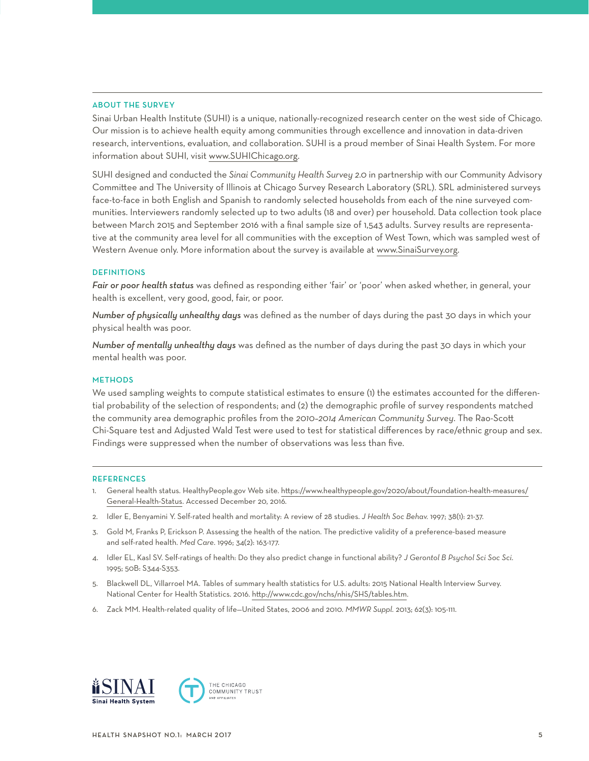## ABOUT THE SURVEY

Sinai Urban Health Institute (SUHI) is a unique, nationally-recognized research center on the west side of Chicago. Our mission is to achieve health equity among communities through excellence and innovation in data-driven research, interventions, evaluation, and collaboration. SUHI is a proud member of Sinai Health System. For more information about SUHI, visit www.SUHIChicago.org.

SUHI designed and conducted the *Sinai Community Health Survey 2.0* in partnership with our Community Advisory Committee and The University of Illinois at Chicago Survey Research Laboratory (SRL). SRL administered surveys face-to-face in both English and Spanish to randomly selected households from each of the nine surveyed communities. Interviewers randomly selected up to two adults (18 and over) per household. Data collection took place between March 2015 and September 2016 with a final sample size of 1,543 adults. Survey results are representative at the community area level for all communities with the exception of West Town, which was sampled west of Western Avenue only. More information about the survey is available at www.SinaiSurvey.org.

## DEFINITIONS

***Fair or poor health status*** was defined as responding either 'fair' or 'poor' when asked whether, in general, your health is excellent, very good, good, fair, or poor.

***Number of physically unhealthy days*** was defined as the number of days during the past 30 days in which your physical health was poor.

***Number of mentally unhealthy days*** was defined as the number of days during the past 30 days in which your mental health was poor.

## METHODS

We used sampling weights to compute statistical estimates to ensure (1) the estimates accounted for the differential probability of the selection of respondents; and (2) the demographic profile of survey respondents matched the community area demographic profiles from the *2010–2014 American Community Survey*. The Rao-Scott Chi-Square test and Adjusted Wald Test were used to test for statistical differences by race/ethnic group and sex. Findings were suppressed when the number of observations was less than five.

## REFERENCES

1. General health status. HealthyPeople.gov Web site. https://www.healthypeople.gov/2020/about/foundation-health-measures/General-Health-Status. Accessed December 20, 2016.
2. Idler E, Benyamini Y. Self-rated health and mortality: A review of 28 studies. *J Health Soc Behav.* 1997; 38(1): 21-37.
3. Gold M, Franks P, Erickson P. Assessing the health of the nation. The predictive validity of a preference-based measure and self-rated health. *Med Care*. 1996; 34(2): 163-177.
4. Idler EL, Kasl SV. Self-ratings of health: Do they also predict change in functional ability? *J Gerontol B Psychol Sci Soc Sci.* 1995; 50B: S344-S353.
5. Blackwell DL, Villarroel MA. Tables of summary health statistics for U.S. adults: 2015 National Health Interview Survey. National Center for Health Statistics. 2016. http://www.cdc.gov/nchs/nhis/SHS/tables.htm.
6. Zack MM. Health-related quality of life—United States, 2006 and 2010. *MMWR Suppl.* 2013; 62(3): 105-111.

SINAI
Sinai Health System

THE CHICAGO COMMUNITY TRUST AND AFFILIATES